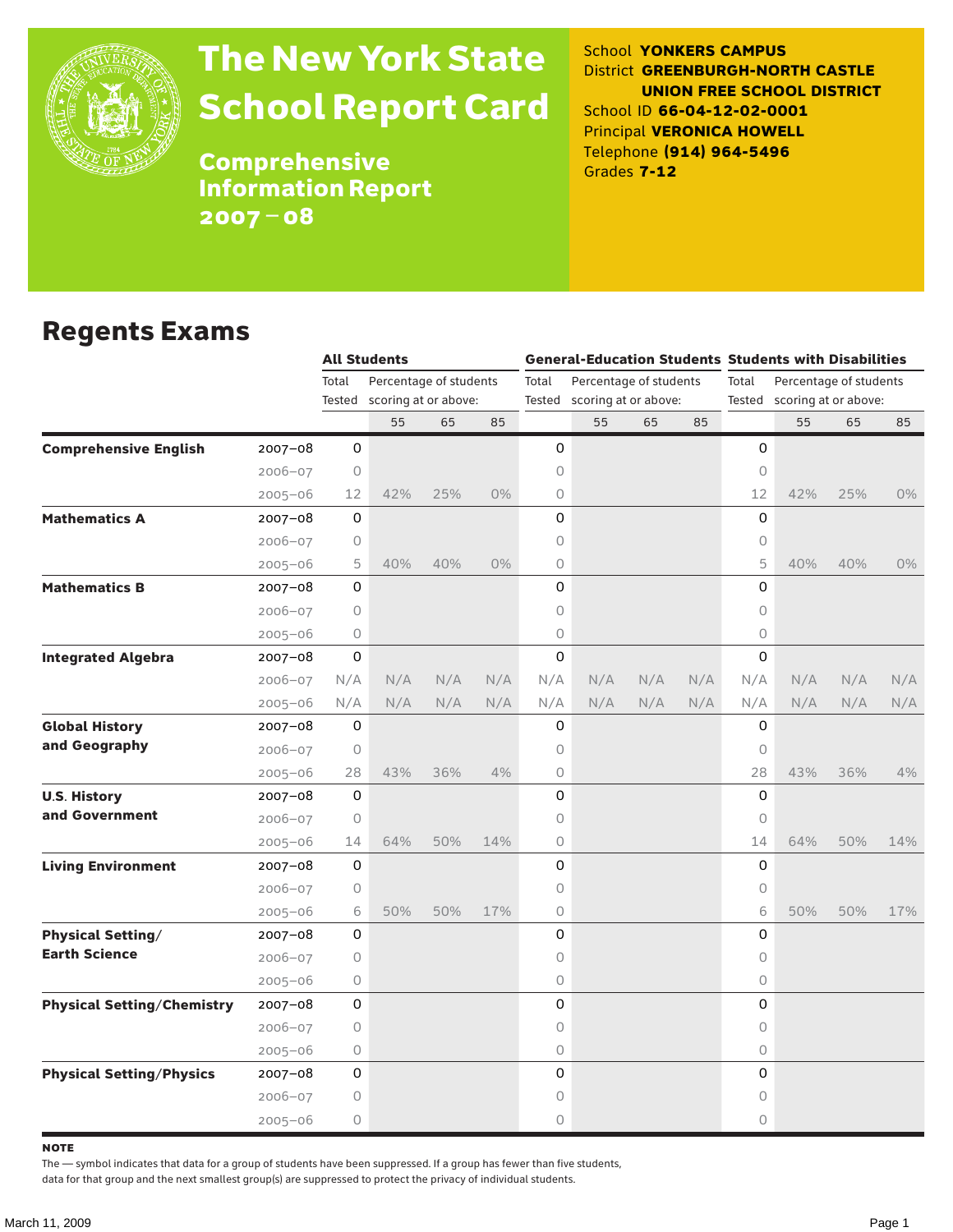# The New York State School Report Card

**Comprehensive Information Report 2007 – 08**

School **YONKERS CAMPUS**
District **GREENBURGH-NORTH CASTLE UNION FREE SCHOOL DISTRICT**
School ID **66-04-12-02-0001**
Principal **VERONICA HOWELL**
Telephone **(914) 964-5496**
Grades **7-12**

## Regents Exams

| | | All Students | | | | General-Education Students | | | | Students with Disabilities | | | |
|---|---|---|---|---|---|---|---|---|---|---|---|---|---|
| | | Total Tested | Percentage of students scoring at or above: | | | Total Tested | Percentage of students scoring at or above: | | | Total Tested | Percentage of students scoring at or above: | | |
| | | | 55 | 65 | 85 | | 55 | 65 | 85 | | 55 | 65 | 85 |
| **Comprehensive English** | 2007–08 | 0 | | | | 0 | | | | 0 | | | |
| | 2006–07 | 0 | | | | 0 | | | | 0 | | | |
| | 2005–06 | 12 | 42% | 25% | 0% | 0 | | | | 12 | 42% | 25% | 0% |
| **Mathematics A** | 2007–08 | 0 | | | | 0 | | | | 0 | | | |
| | 2006–07 | 0 | | | | 0 | | | | 0 | | | |
| | 2005–06 | 5 | 40% | 40% | 0% | 0 | | | | 5 | 40% | 40% | 0% |
| **Mathematics B** | 2007–08 | 0 | | | | 0 | | | | 0 | | | |
| | 2006–07 | 0 | | | | 0 | | | | 0 | | | |
| | 2005–06 | 0 | | | | 0 | | | | 0 | | | |
| **Integrated Algebra** | 2007–08 | 0 | | | | 0 | | | | 0 | | | |
| | 2006–07 | N/A | N/A | N/A | N/A | N/A | N/A | N/A | N/A | N/A | N/A | N/A | N/A |
| | 2005–06 | N/A | N/A | N/A | N/A | N/A | N/A | N/A | N/A | N/A | N/A | N/A | N/A |
| **Global History and Geography** | 2007–08 | 0 | | | | 0 | | | | 0 | | | |
| | 2006–07 | 0 | | | | 0 | | | | 0 | | | |
| | 2005–06 | 28 | 43% | 36% | 4% | 0 | | | | 28 | 43% | 36% | 4% |
| **U.S. History and Government** | 2007–08 | 0 | | | | 0 | | | | 0 | | | |
| | 2006–07 | 0 | | | | 0 | | | | 0 | | | |
| | 2005–06 | 14 | 64% | 50% | 14% | 0 | | | | 14 | 64% | 50% | 14% |
| **Living Environment** | 2007–08 | 0 | | | | 0 | | | | 0 | | | |
| | 2006–07 | 0 | | | | 0 | | | | 0 | | | |
| | 2005–06 | 6 | 50% | 50% | 17% | 0 | | | | 6 | 50% | 50% | 17% |
| **Physical Setting/ Earth Science** | 2007–08 | 0 | | | | 0 | | | | 0 | | | |
| | 2006–07 | 0 | | | | 0 | | | | 0 | | | |
| | 2005–06 | 0 | | | | 0 | | | | 0 | | | |
| **Physical Setting/Chemistry** | 2007–08 | 0 | | | | 0 | | | | 0 | | | |
| | 2006–07 | 0 | | | | 0 | | | | 0 | | | |
| | 2005–06 | 0 | | | | 0 | | | | 0 | | | |
| **Physical Setting/Physics** | 2007–08 | 0 | | | | 0 | | | | 0 | | | |
| | 2006–07 | 0 | | | | 0 | | | | 0 | | | |
| | 2005–06 | 0 | | | | 0 | | | | 0 | | | |

**NOTE**

The — symbol indicates that data for a group of students have been suppressed. If a group has fewer than five students, data for that group and the next smallest group(s) are suppressed to protect the privacy of individual students.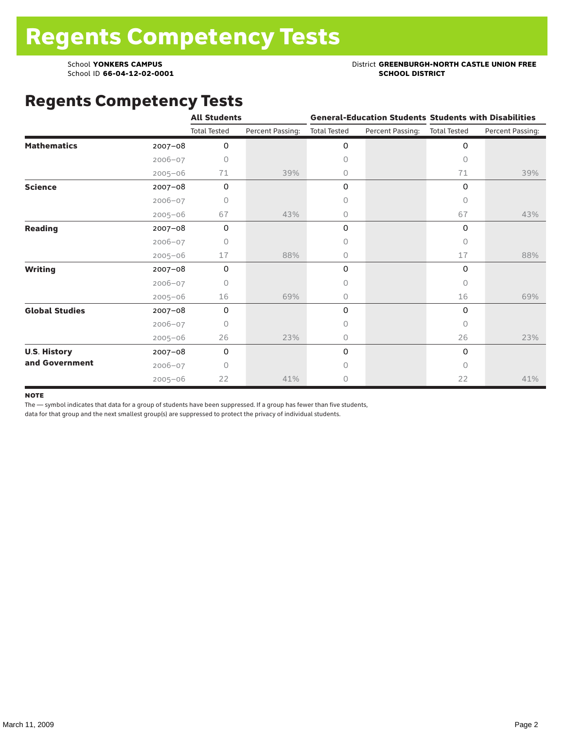# Regents Competency Tests

School **YONKERS CAMPUS**
School ID **66-04-12-02-0001**

District **GREENBURGH-NORTH CASTLE UNION FREE SCHOOL DISTRICT**

## Regents Competency Tests

| | | All Students | | General-Education Students | | Students with Disabilities | |
|---|---|---|---|---|---|---|---|
| | | Total Tested | Percent Passing: | Total Tested | Percent Passing: | Total Tested | Percent Passing: |
| **Mathematics** | 2007–08 | 0 | | 0 | | 0 | |
| | 2006–07 | 0 | | 0 | | 0 | |
| | 2005–06 | 71 | 39% | 0 | | 71 | 39% |
| **Science** | 2007–08 | 0 | | 0 | | 0 | |
| | 2006–07 | 0 | | 0 | | 0 | |
| | 2005–06 | 67 | 43% | 0 | | 67 | 43% |
| **Reading** | 2007–08 | 0 | | 0 | | 0 | |
| | 2006–07 | 0 | | 0 | | 0 | |
| | 2005–06 | 17 | 88% | 0 | | 17 | 88% |
| **Writing** | 2007–08 | 0 | | 0 | | 0 | |
| | 2006–07 | 0 | | 0 | | 0 | |
| | 2005–06 | 16 | 69% | 0 | | 16 | 69% |
| **Global Studies** | 2007–08 | 0 | | 0 | | 0 | |
| | 2006–07 | 0 | | 0 | | 0 | |
| | 2005–06 | 26 | 23% | 0 | | 26 | 23% |
| **U.S. History and Government** | 2007–08 | 0 | | 0 | | 0 | |
| | 2006–07 | 0 | | 0 | | 0 | |
| | 2005–06 | 22 | 41% | 0 | | 22 | 41% |

**NOTE**
The — symbol indicates that data for a group of students have been suppressed. If a group has fewer than five students, data for that group and the next smallest group(s) are suppressed to protect the privacy of individual students.

March 11, 2009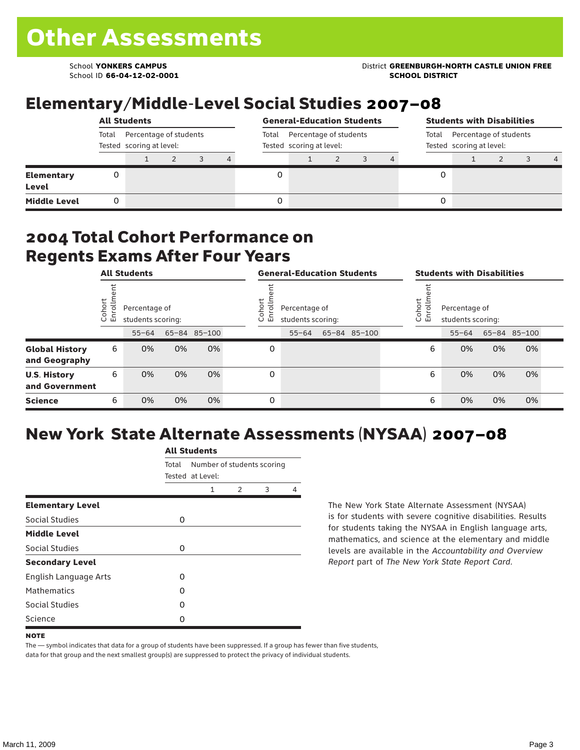# Other Assessments

School **YONKERS CAMPUS**
School ID **66-04-12-02-0001**

District **GREENBURGH-NORTH CASTLE UNION FREE SCHOOL DISTRICT**

## Elementary/Middle-Level Social Studies 2007–08

| | All Students | | | | | General-Education Students | | | | | Students with Disabilities | | | | |
|---|---|---|---|---|---|---|---|---|---|---|---|---|---|---|---|
| | Total Tested | Percentage of students scoring at level: | | | | Total Tested | Percentage of students scoring at level: | | | | Total Tested | Percentage of students scoring at level: | | | |
| | | 1 | 2 | 3 | 4 | | 1 | 2 | 3 | 4 | | 1 | 2 | 3 | 4 |
| **Elementary Level** | 0 | | | | | 0 | | | | | 0 | | | | |
| **Middle Level** | 0 | | | | | 0 | | | | | 0 | | | | |

## 2004 Total Cohort Performance on Regents Exams After Four Years

| | All Students | | | | General-Education Students | | | | Students with Disabilities | | | |
|---|---|---|---|---|---|---|---|---|---|---|---|---|
| | Cohort Enrollment | Percentage of students scoring: | | | Cohort Enrollment | Percentage of students scoring: | | | Cohort Enrollment | Percentage of students scoring: | | |
| | | 55–64 | 65–84 | 85–100 | | 55–64 | 65–84 | 85–100 | | 55–64 | 65–84 | 85–100 |
| **Global History and Geography** | 6 | 0% | 0% | 0% | 0 | | | | 6 | 0% | 0% | 0% |
| **U.S. History and Government** | 6 | 0% | 0% | 0% | 0 | | | | 6 | 0% | 0% | 0% |
| **Science** | 6 | 0% | 0% | 0% | 0 | | | | 6 | 0% | 0% | 0% |

## New York State Alternate Assessments (NYSAA) 2007–08

| | All Students | | | | |
|---|---|---|---|---|---|
| | Total Tested | Number of students scoring at Level: | | | |
| | | 1 | 2 | 3 | 4 |
| **Elementary Level** | | | | | |
| Social Studies | 0 | | | | |
| **Middle Level** | | | | | |
| Social Studies | 0 | | | | |
| **Secondary Level** | | | | | |
| English Language Arts | 0 | | | | |
| Mathematics | 0 | | | | |
| Social Studies | 0 | | | | |
| Science | 0 | | | | |

The New York State Alternate Assessment (NYSAA) is for students with severe cognitive disabilities. Results for students taking the NYSAA in English language arts, mathematics, and science at the elementary and middle levels are available in the *Accountability and Overview Report* part of *The New York State Report Card*.

**NOTE**

The — symbol indicates that data for a group of students have been suppressed. If a group has fewer than five students, data for that group and the next smallest group(s) are suppressed to protect the privacy of individual students.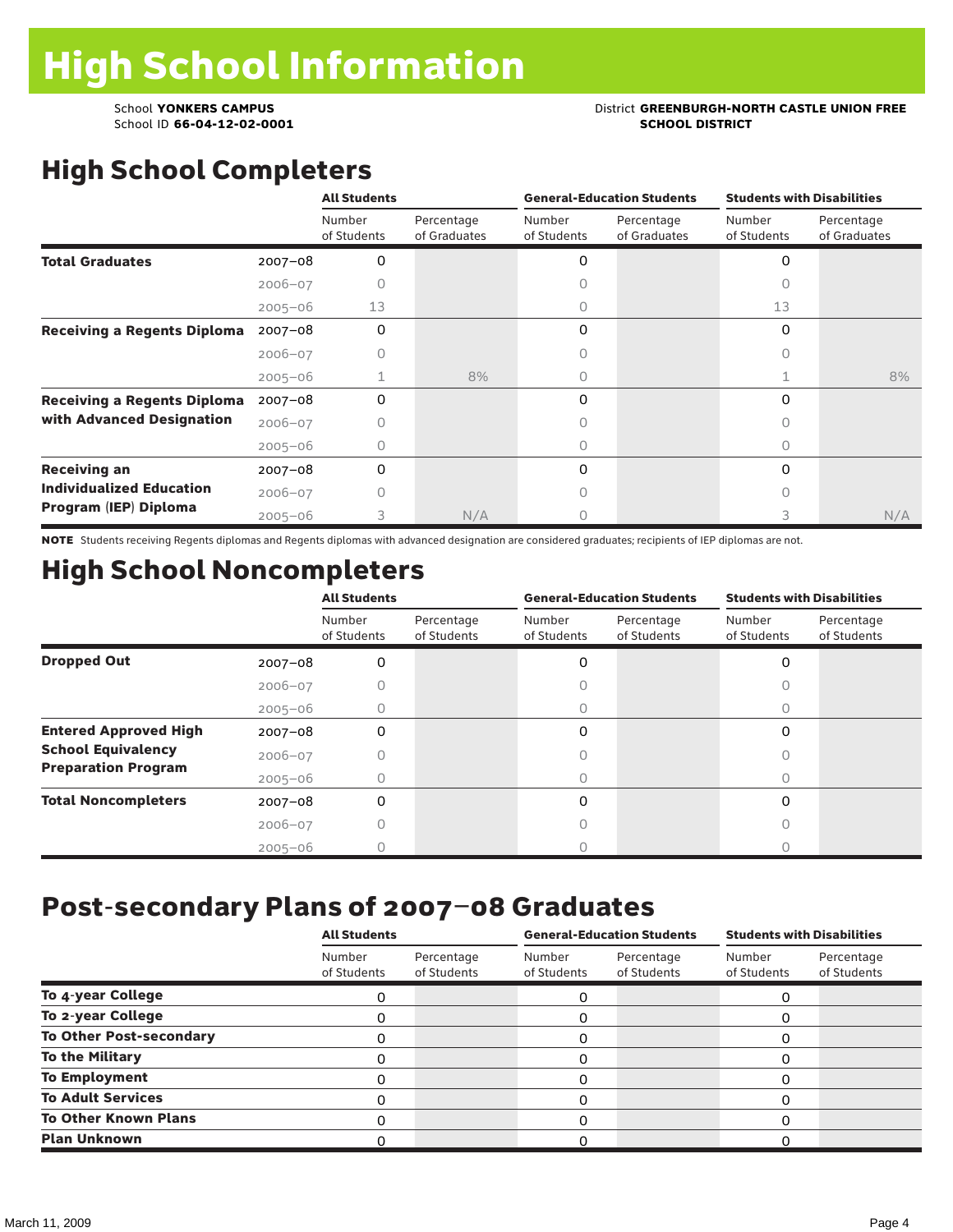# High School Information

School **YONKERS CAMPUS**
School ID **66-04-12-02-0001**

District **GREENBURGH-NORTH CASTLE UNION FREE SCHOOL DISTRICT**

## High School Completers

| | | All Students | | General-Education Students | | Students with Disabilities | |
|---|---|---|---|---|---|---|---|
| | | Number of Students | Percentage of Graduates | Number of Students | Percentage of Graduates | Number of Students | Percentage of Graduates |
| **Total Graduates** | 2007–08 | 0 | | 0 | | 0 | |
| | 2006–07 | 0 | | 0 | | 0 | |
| | 2005–06 | 13 | | 0 | | 13 | |
| **Receiving a Regents Diploma** | 2007–08 | 0 | | 0 | | 0 | |
| | 2006–07 | 0 | | 0 | | 0 | |
| | 2005–06 | 1 | 8% | 0 | | 1 | 8% |
| **Receiving a Regents Diploma with Advanced Designation** | 2007–08 | 0 | | 0 | | 0 | |
| | 2006–07 | 0 | | 0 | | 0 | |
| | 2005–06 | 0 | | 0 | | 0 | |
| **Receiving an Individualized Education Program (IEP) Diploma** | 2007–08 | 0 | | 0 | | 0 | |
| | 2006–07 | 0 | | 0 | | 0 | |
| | 2005–06 | 3 | N/A | 0 | | 3 | N/A |

**NOTE** Students receiving Regents diplomas and Regents diplomas with advanced designation are considered graduates; recipients of IEP diplomas are not.

## High School Noncompleters

| | | All Students | | General-Education Students | | Students with Disabilities | |
|---|---|---|---|---|---|---|---|
| | | Number of Students | Percentage of Students | Number of Students | Percentage of Students | Number of Students | Percentage of Students |
| **Dropped Out** | 2007–08 | 0 | | 0 | | 0 | |
| | 2006–07 | 0 | | 0 | | 0 | |
| | 2005–06 | 0 | | 0 | | 0 | |
| **Entered Approved High School Equivalency Preparation Program** | 2007–08 | 0 | | 0 | | 0 | |
| | 2006–07 | 0 | | 0 | | 0 | |
| | 2005–06 | 0 | | 0 | | 0 | |
| **Total Noncompleters** | 2007–08 | 0 | | 0 | | 0 | |
| | 2006–07 | 0 | | 0 | | 0 | |
| | 2005–06 | 0 | | 0 | | 0 | |

## Post-secondary Plans of 2007–08 Graduates

| | All Students | | General-Education Students | | Students with Disabilities | |
|---|---|---|---|---|---|---|
| | Number of Students | Percentage of Students | Number of Students | Percentage of Students | Number of Students | Percentage of Students |
| **To 4-year College** | 0 | | 0 | | 0 | |
| **To 2-year College** | 0 | | 0 | | 0 | |
| **To Other Post-secondary** | 0 | | 0 | | 0 | |
| **To the Military** | 0 | | 0 | | 0 | |
| **To Employment** | 0 | | 0 | | 0 | |
| **To Adult Services** | 0 | | 0 | | 0 | |
| **To Other Known Plans** | 0 | | 0 | | 0 | |
| **Plan Unknown** | 0 | | 0 | | 0 | |

March 11, 2009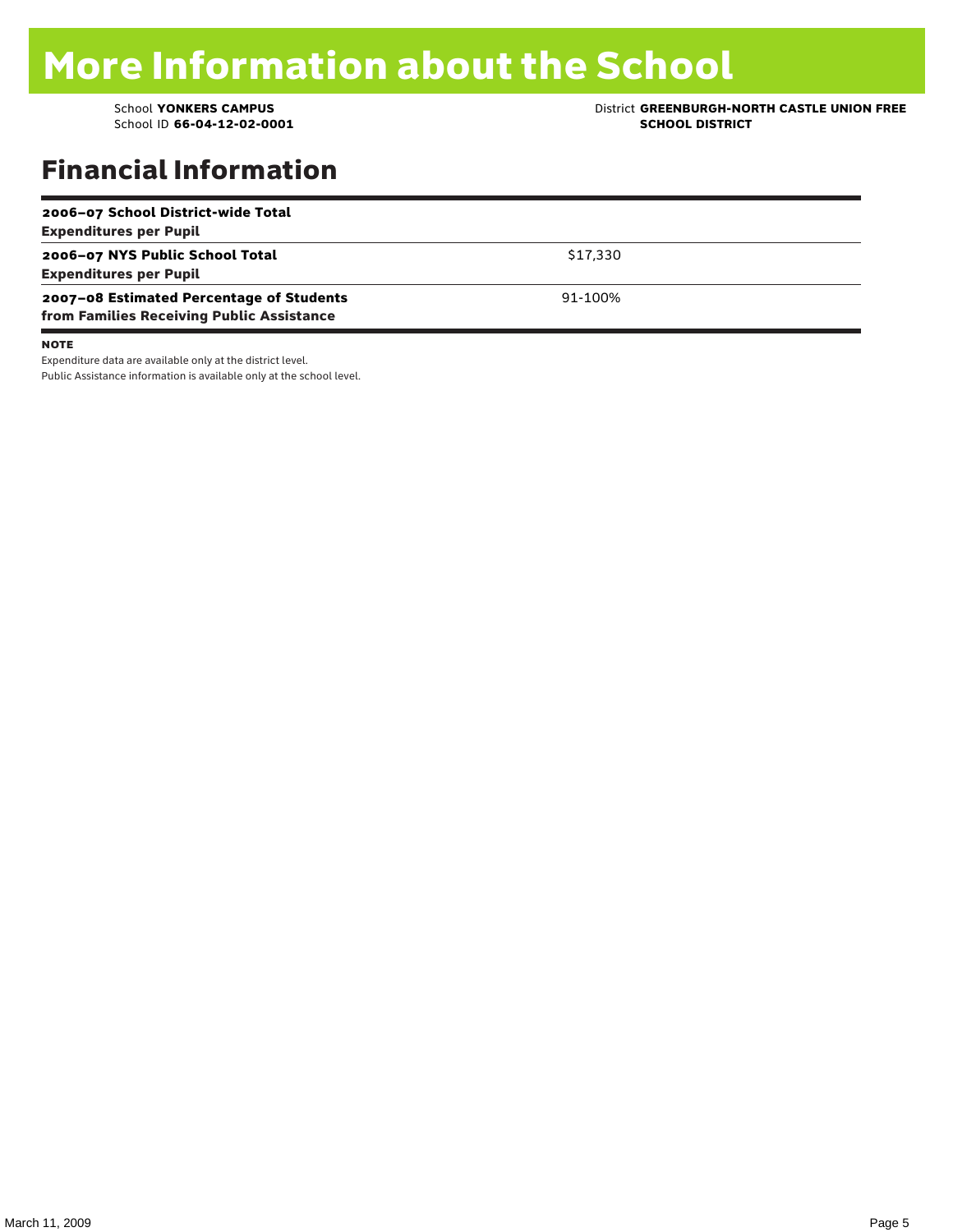# More Information about the School

School **YONKERS CAMPUS**
School ID **66-04-12-02-0001**

District **GREENBURGH-NORTH CASTLE UNION FREE SCHOOL DISTRICT**

## Financial Information

| | |
|---|---|
| **2006–07 School District-wide Total Expenditures per Pupil** | |
| **2006–07 NYS Public School Total Expenditures per Pupil** | $17,330 |
| **2007–08 Estimated Percentage of Students from Families Receiving Public Assistance** | 91-100% |

**NOTE**

Expenditure data are available only at the district level.
Public Assistance information is available only at the school level.